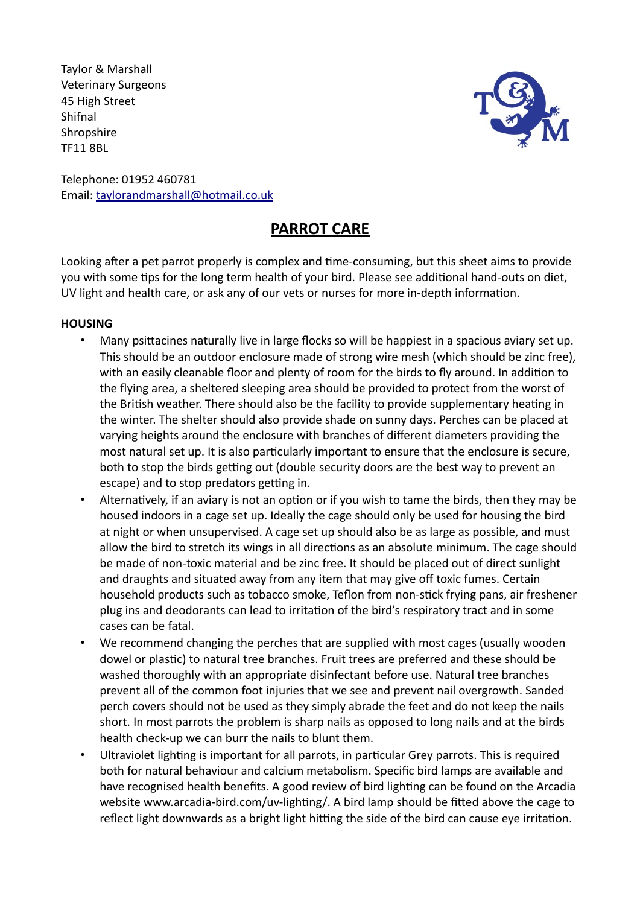Taylor & Marshall
Veterinary Surgeons
45 High Street
Shifnal
Shropshire
TF11 8BL

Telephone: 01952 460781
Email: taylorandmarshall@hotmail.co.uk

# PARROT CARE

Looking after a pet parrot properly is complex and time-consuming, but this sheet aims to provide you with some tips for the long term health of your bird. Please see additional hand-outs on diet, UV light and health care, or ask any of our vets or nurses for more in-depth information.

**HOUSING**

- Many psittacines naturally live in large flocks so will be happiest in a spacious aviary set up. This should be an outdoor enclosure made of strong wire mesh (which should be zinc free), with an easily cleanable floor and plenty of room for the birds to fly around. In addition to the flying area, a sheltered sleeping area should be provided to protect from the worst of the British weather. There should also be the facility to provide supplementary heating in the winter. The shelter should also provide shade on sunny days. Perches can be placed at varying heights around the enclosure with branches of different diameters providing the most natural set up. It is also particularly important to ensure that the enclosure is secure, both to stop the birds getting out (double security doors are the best way to prevent an escape) and to stop predators getting in.
- Alternatively, if an aviary is not an option or if you wish to tame the birds, then they may be housed indoors in a cage set up. Ideally the cage should only be used for housing the bird at night or when unsupervised. A cage set up should also be as large as possible, and must allow the bird to stretch its wings in all directions as an absolute minimum. The cage should be made of non-toxic material and be zinc free. It should be placed out of direct sunlight and draughts and situated away from any item that may give off toxic fumes. Certain household products such as tobacco smoke, Teflon from non-stick frying pans, air freshener plug ins and deodorants can lead to irritation of the bird's respiratory tract and in some cases can be fatal.
- We recommend changing the perches that are supplied with most cages (usually wooden dowel or plastic) to natural tree branches. Fruit trees are preferred and these should be washed thoroughly with an appropriate disinfectant before use. Natural tree branches prevent all of the common foot injuries that we see and prevent nail overgrowth. Sanded perch covers should not be used as they simply abrade the feet and do not keep the nails short. In most parrots the problem is sharp nails as opposed to long nails and at the birds health check-up we can burr the nails to blunt them.
- Ultraviolet lighting is important for all parrots, in particular Grey parrots. This is required both for natural behaviour and calcium metabolism. Specific bird lamps are available and have recognised health benefits. A good review of bird lighting can be found on the Arcadia website www.arcadia-bird.com/uv-lighting/. A bird lamp should be fitted above the cage to reflect light downwards as a bright light hitting the side of the bird can cause eye irritation.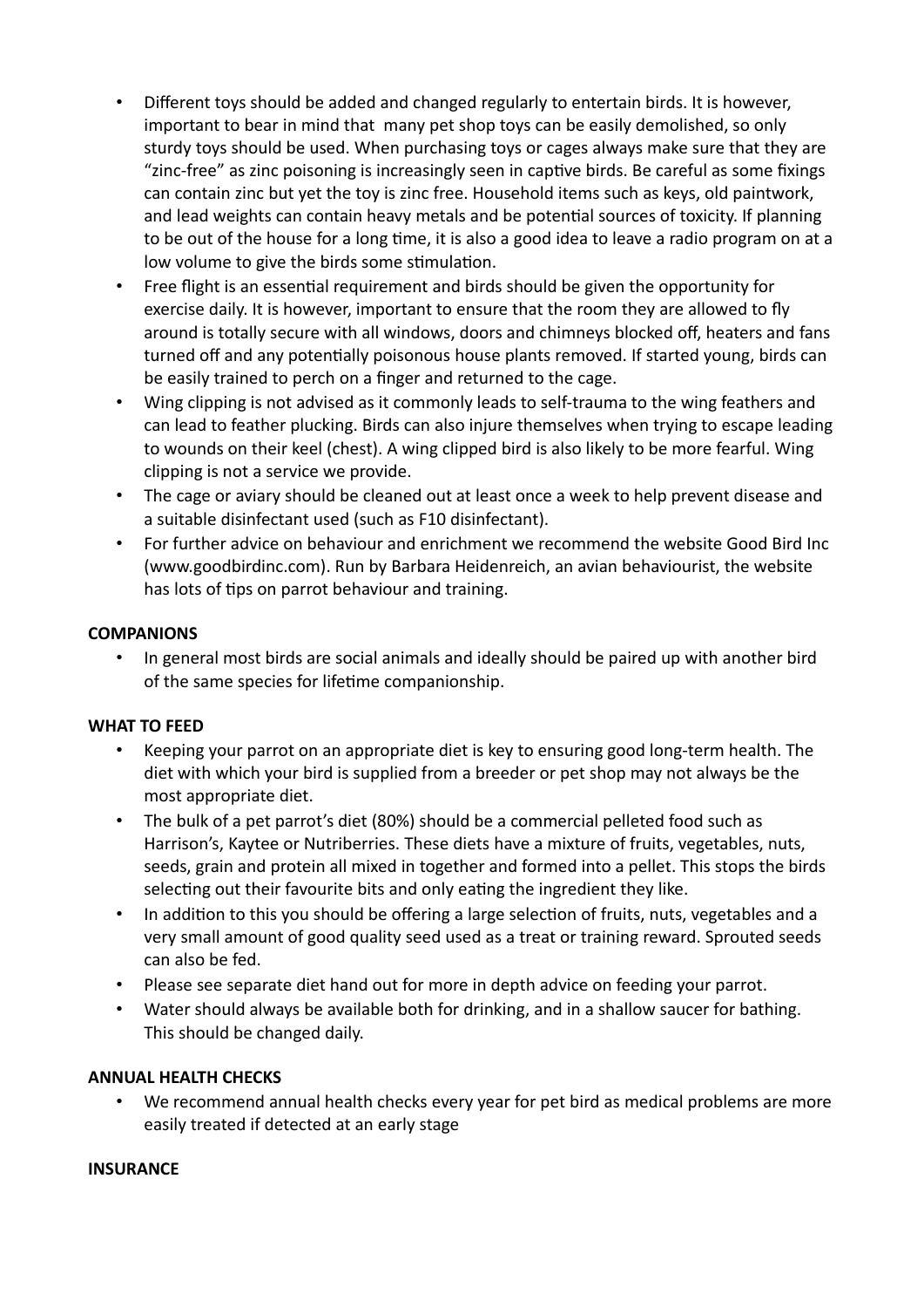- Different toys should be added and changed regularly to entertain birds. It is however, important to bear in mind that many pet shop toys can be easily demolished, so only sturdy toys should be used. When purchasing toys or cages always make sure that they are "zinc-free" as zinc poisoning is increasingly seen in captive birds. Be careful as some fixings can contain zinc but yet the toy is zinc free. Household items such as keys, old paintwork, and lead weights can contain heavy metals and be potential sources of toxicity. If planning to be out of the house for a long time, it is also a good idea to leave a radio program on at a low volume to give the birds some stimulation.
- Free flight is an essential requirement and birds should be given the opportunity for exercise daily. It is however, important to ensure that the room they are allowed to fly around is totally secure with all windows, doors and chimneys blocked off, heaters and fans turned off and any potentially poisonous house plants removed. If started young, birds can be easily trained to perch on a finger and returned to the cage.
- Wing clipping is not advised as it commonly leads to self-trauma to the wing feathers and can lead to feather plucking. Birds can also injure themselves when trying to escape leading to wounds on their keel (chest). A wing clipped bird is also likely to be more fearful. Wing clipping is not a service we provide.
- The cage or aviary should be cleaned out at least once a week to help prevent disease and a suitable disinfectant used (such as F10 disinfectant).
- For further advice on behaviour and enrichment we recommend the website Good Bird Inc (www.goodbirdinc.com). Run by Barbara Heidenreich, an avian behaviourist, the website has lots of tips on parrot behaviour and training.

**COMPANIONS**

- In general most birds are social animals and ideally should be paired up with another bird of the same species for lifetime companionship.

**WHAT TO FEED**

- Keeping your parrot on an appropriate diet is key to ensuring good long-term health. The diet with which your bird is supplied from a breeder or pet shop may not always be the most appropriate diet.
- The bulk of a pet parrot's diet (80%) should be a commercial pelleted food such as Harrison's, Kaytee or Nutriberries. These diets have a mixture of fruits, vegetables, nuts, seeds, grain and protein all mixed in together and formed into a pellet. This stops the birds selecting out their favourite bits and only eating the ingredient they like.
- In addition to this you should be offering a large selection of fruits, nuts, vegetables and a very small amount of good quality seed used as a treat or training reward. Sprouted seeds can also be fed.
- Please see separate diet hand out for more in depth advice on feeding your parrot.
- Water should always be available both for drinking, and in a shallow saucer for bathing. This should be changed daily.

**ANNUAL HEALTH CHECKS**

- We recommend annual health checks every year for pet bird as medical problems are more easily treated if detected at an early stage

**INSURANCE**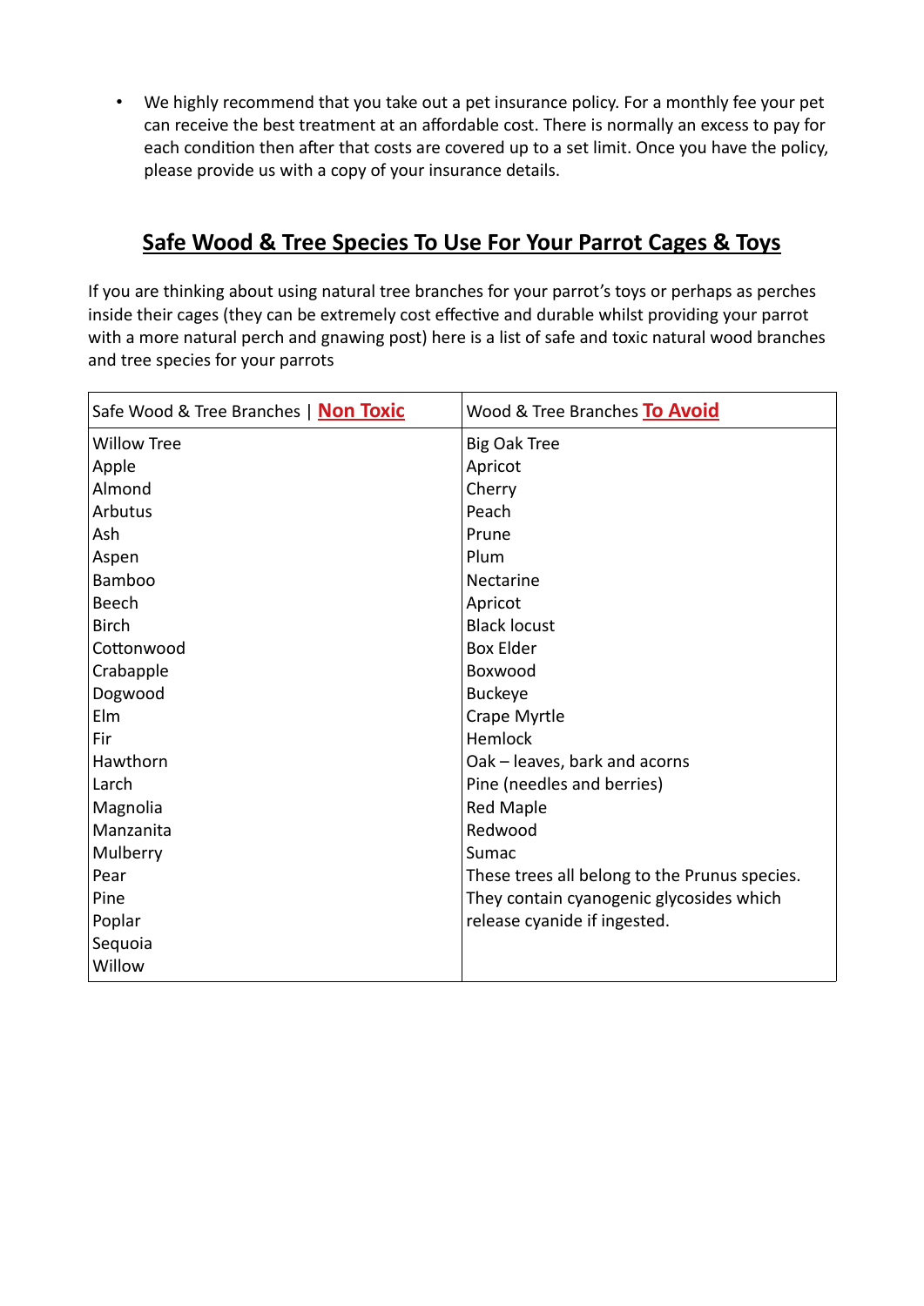- We highly recommend that you take out a pet insurance policy. For a monthly fee your pet can receive the best treatment at an affordable cost. There is normally an excess to pay for each condition then after that costs are covered up to a set limit. Once you have the policy, please provide us with a copy of your insurance details.

## Safe Wood & Tree Species To Use For Your Parrot Cages & Toys

If you are thinking about using natural tree branches for your parrot's toys or perhaps as perches inside their cages (they can be extremely cost effective and durable whilst providing your parrot with a more natural perch and gnawing post) here is a list of safe and toxic natural wood branches and tree species for your parrots

| Safe Wood & Tree Branches \| **Non Toxic** | Wood & Tree Branches **To Avoid** |
|---|---|
| Willow Tree | Big Oak Tree |
| Apple | Apricot |
| Almond | Cherry |
| Arbutus | Peach |
| Ash | Prune |
| Aspen | Plum |
| Bamboo | Nectarine |
| Beech | Apricot |
| Birch | Black locust |
| Cottonwood | Box Elder |
| Crabapple | Boxwood |
| Dogwood | Buckeye |
| Elm | Crape Myrtle |
| Fir | Hemlock |
| Hawthorn | Oak – leaves, bark and acorns |
| Larch | Pine (needles and berries) |
| Magnolia | Red Maple |
| Manzanita | Redwood |
| Mulberry | Sumac |
| Pear | These trees all belong to the Prunus species. |
| Pine | They contain cyanogenic glycosides which |
| Poplar | release cyanide if ingested. |
| Sequoia | |
| Willow | |